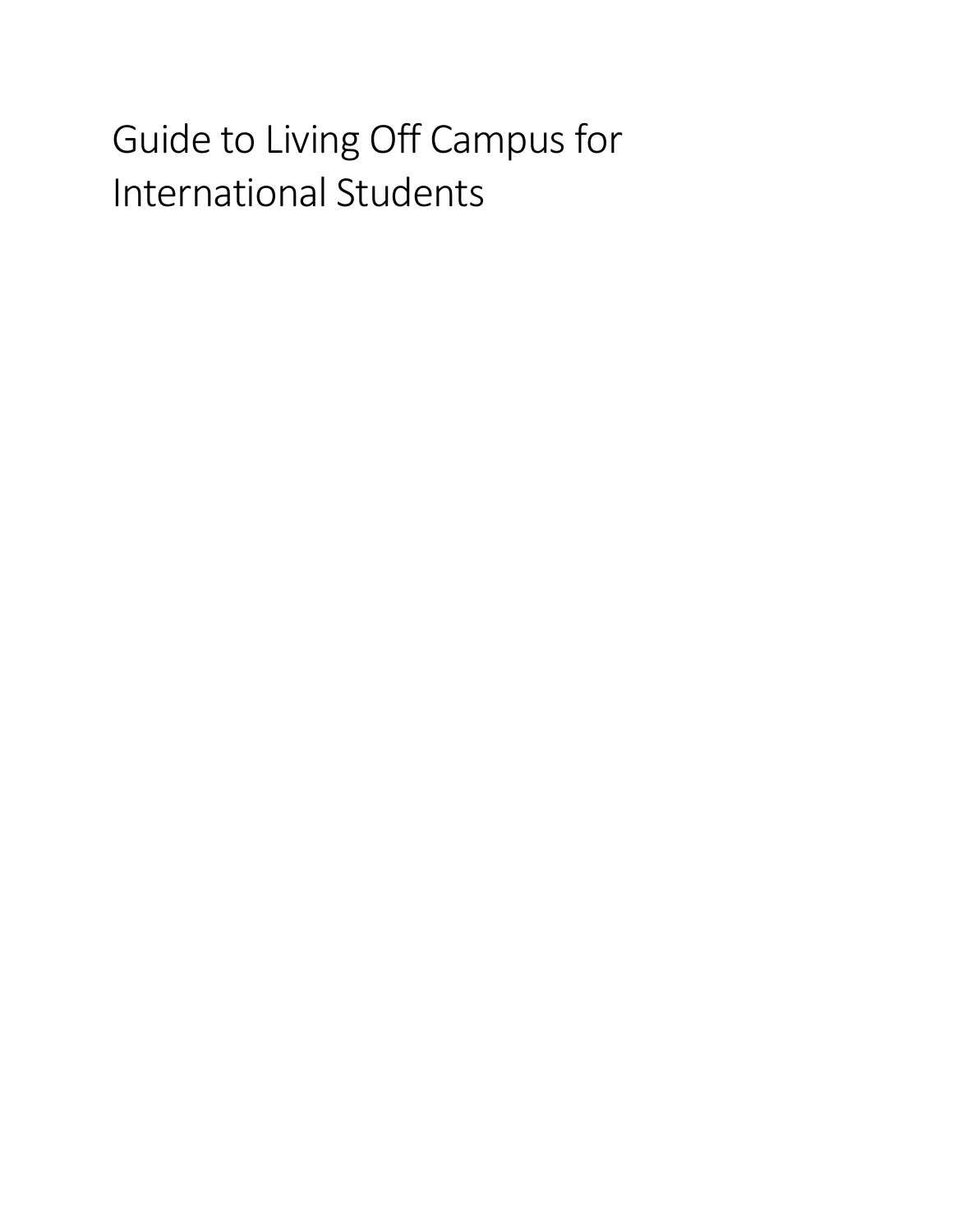# Guide to Living Off Campus for International Students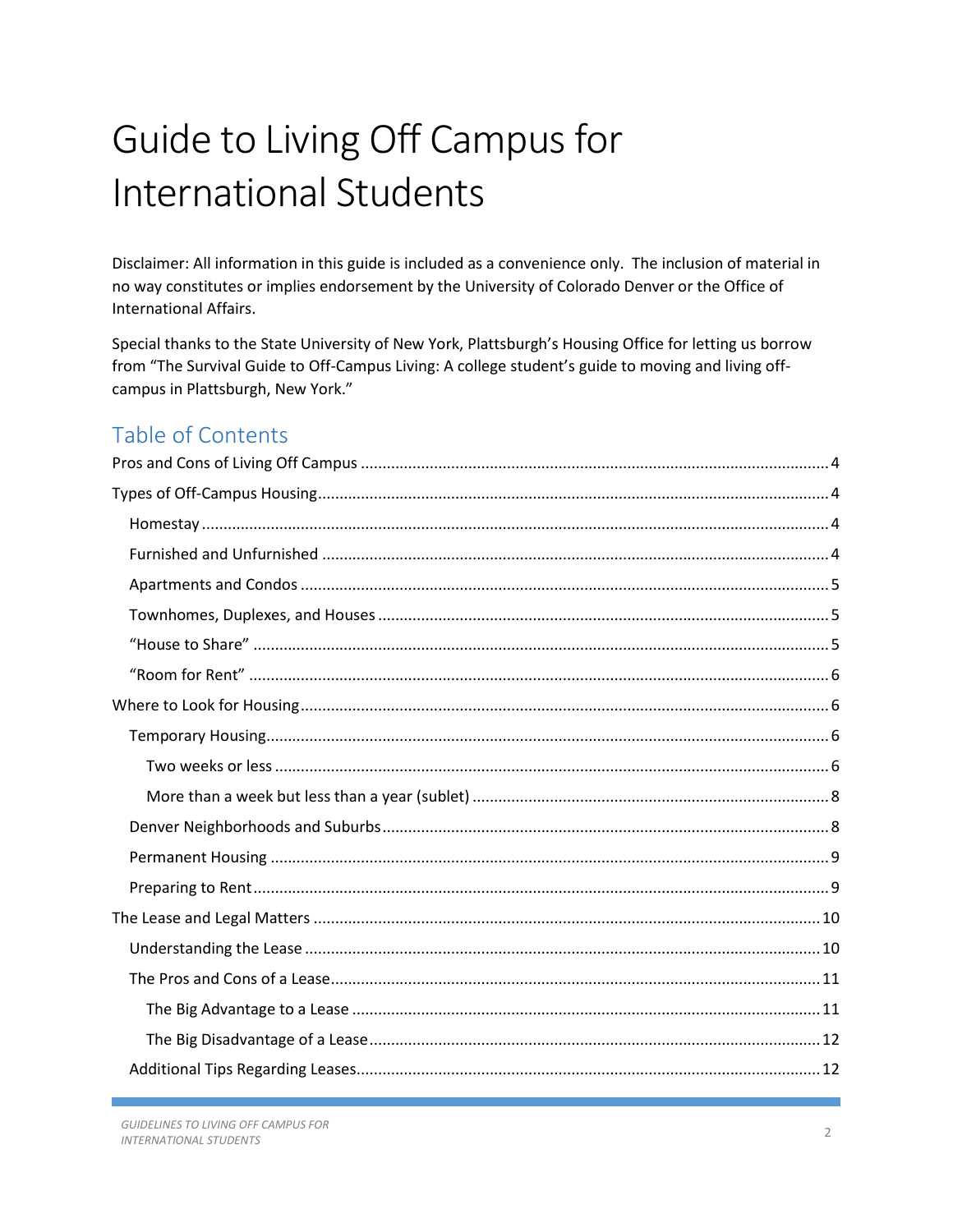# Guide to Living Off Campus for International Students

Disclaimer: All information in this guide is included as a convenience only. The inclusion of material in no way constitutes or implies endorsement by the University of Colorado Denver or the Office of International Affairs.

Special thanks to the State University of New York, Plattsburgh's Housing Office for letting us borrow from "The Survival Guide to Off-Campus Living: A college student's guide to moving and living off-campus in Plattsburgh, New York."

## Table of Contents

- Pros and Cons of Living Off Campus ..... 4
- Types of Off-Campus Housing ..... 4
  - Homestay ..... 4
  - Furnished and Unfurnished ..... 4
  - Apartments and Condos ..... 5
  - Townhomes, Duplexes, and Houses ..... 5
  - "House to Share" ..... 5
  - "Room for Rent" ..... 6
- Where to Look for Housing ..... 6
  - Temporary Housing ..... 6
    - Two weeks or less ..... 6
    - More than a week but less than a year (sublet) ..... 8
  - Denver Neighborhoods and Suburbs ..... 8
  - Permanent Housing ..... 9
  - Preparing to Rent ..... 9
- The Lease and Legal Matters ..... 10
  - Understanding the Lease ..... 10
  - The Pros and Cons of a Lease ..... 11
    - The Big Advantage to a Lease ..... 11
    - The Big Disadvantage of a Lease ..... 12
  - Additional Tips Regarding Leases ..... 12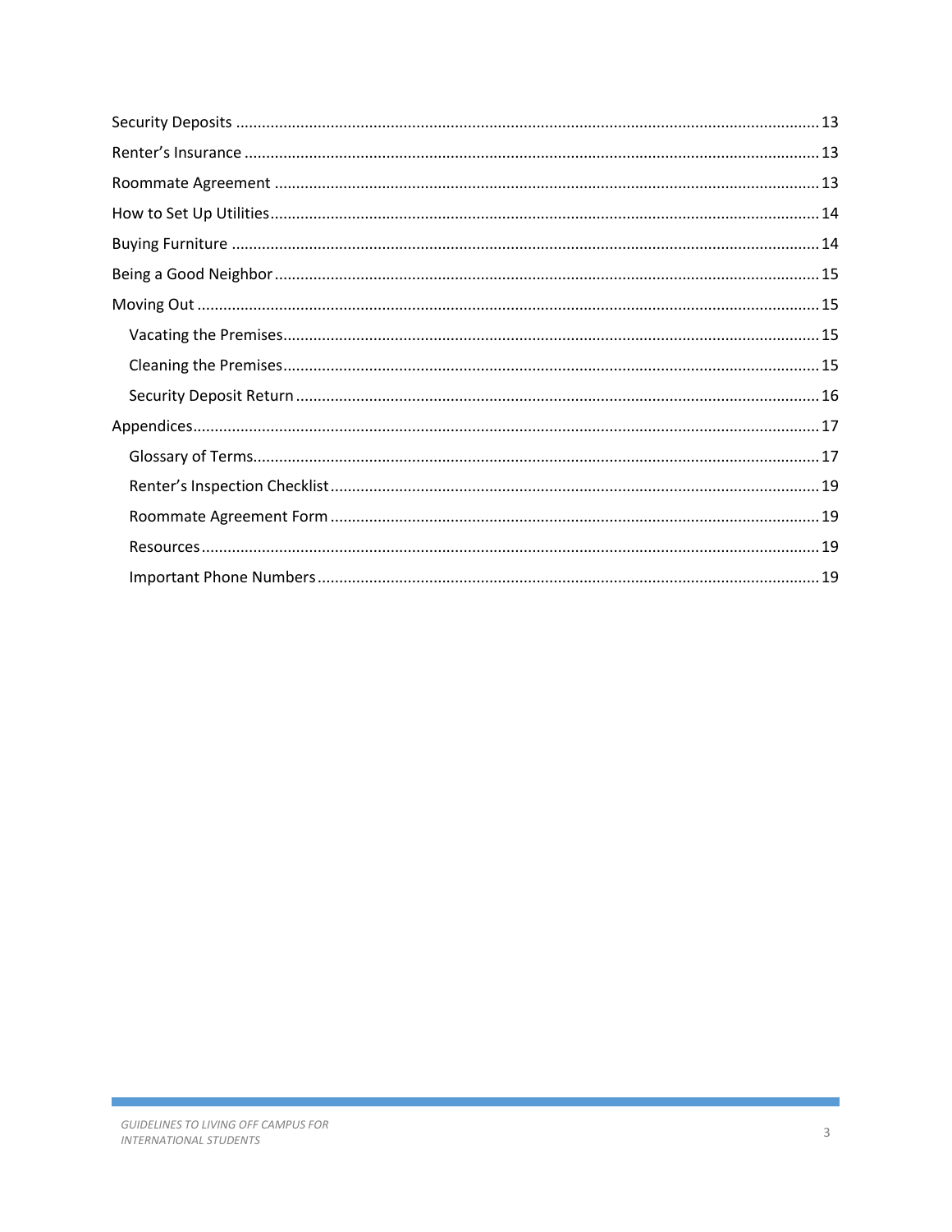- Security Deposits .......... 13
- Renter's Insurance .......... 13
- Roommate Agreement .......... 13
- How to Set Up Utilities .......... 14
- Buying Furniture .......... 14
- Being a Good Neighbor .......... 15
- Moving Out .......... 15
  - Vacating the Premises .......... 15
  - Cleaning the Premises .......... 15
  - Security Deposit Return .......... 16
- Appendices .......... 17
  - Glossary of Terms .......... 17
  - Renter's Inspection Checklist .......... 19
  - Roommate Agreement Form .......... 19
  - Resources .......... 19
  - Important Phone Numbers .......... 19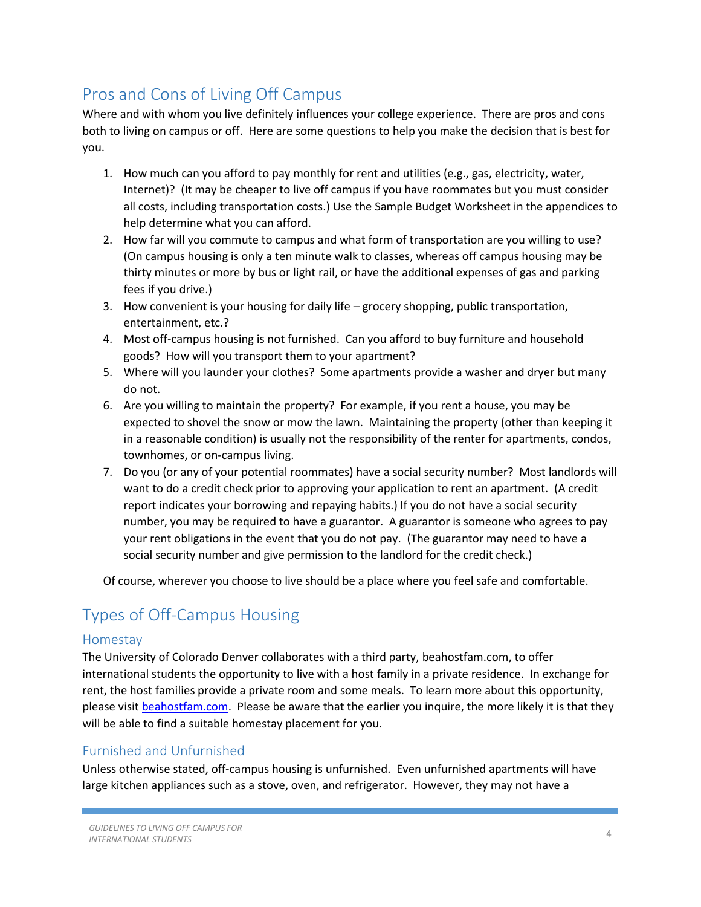## Pros and Cons of Living Off Campus

Where and with whom you live definitely influences your college experience. There are pros and cons both to living on campus or off. Here are some questions to help you make the decision that is best for you.

1. How much can you afford to pay monthly for rent and utilities (e.g., gas, electricity, water, Internet)? (It may be cheaper to live off campus if you have roommates but you must consider all costs, including transportation costs.) Use the Sample Budget Worksheet in the appendices to help determine what you can afford.
2. How far will you commute to campus and what form of transportation are you willing to use? (On campus housing is only a ten minute walk to classes, whereas off campus housing may be thirty minutes or more by bus or light rail, or have the additional expenses of gas and parking fees if you drive.)
3. How convenient is your housing for daily life – grocery shopping, public transportation, entertainment, etc.?
4. Most off-campus housing is not furnished. Can you afford to buy furniture and household goods? How will you transport them to your apartment?
5. Where will you launder your clothes? Some apartments provide a washer and dryer but many do not.
6. Are you willing to maintain the property? For example, if you rent a house, you may be expected to shovel the snow or mow the lawn. Maintaining the property (other than keeping it in a reasonable condition) is usually not the responsibility of the renter for apartments, condos, townhomes, or on-campus living.
7. Do you (or any of your potential roommates) have a social security number? Most landlords will want to do a credit check prior to approving your application to rent an apartment. (A credit report indicates your borrowing and repaying habits.) If you do not have a social security number, you may be required to have a guarantor. A guarantor is someone who agrees to pay your rent obligations in the event that you do not pay. (The guarantor may need to have a social security number and give permission to the landlord for the credit check.)

Of course, wherever you choose to live should be a place where you feel safe and comfortable.

## Types of Off-Campus Housing

### Homestay

The University of Colorado Denver collaborates with a third party, beahostfam.com, to offer international students the opportunity to live with a host family in a private residence. In exchange for rent, the host families provide a private room and some meals. To learn more about this opportunity, please visit [beahostfam.com](beahostfam.com). Please be aware that the earlier you inquire, the more likely it is that they will be able to find a suitable homestay placement for you.

### Furnished and Unfurnished

Unless otherwise stated, off-campus housing is unfurnished. Even unfurnished apartments will have large kitchen appliances such as a stove, oven, and refrigerator. However, they may not have a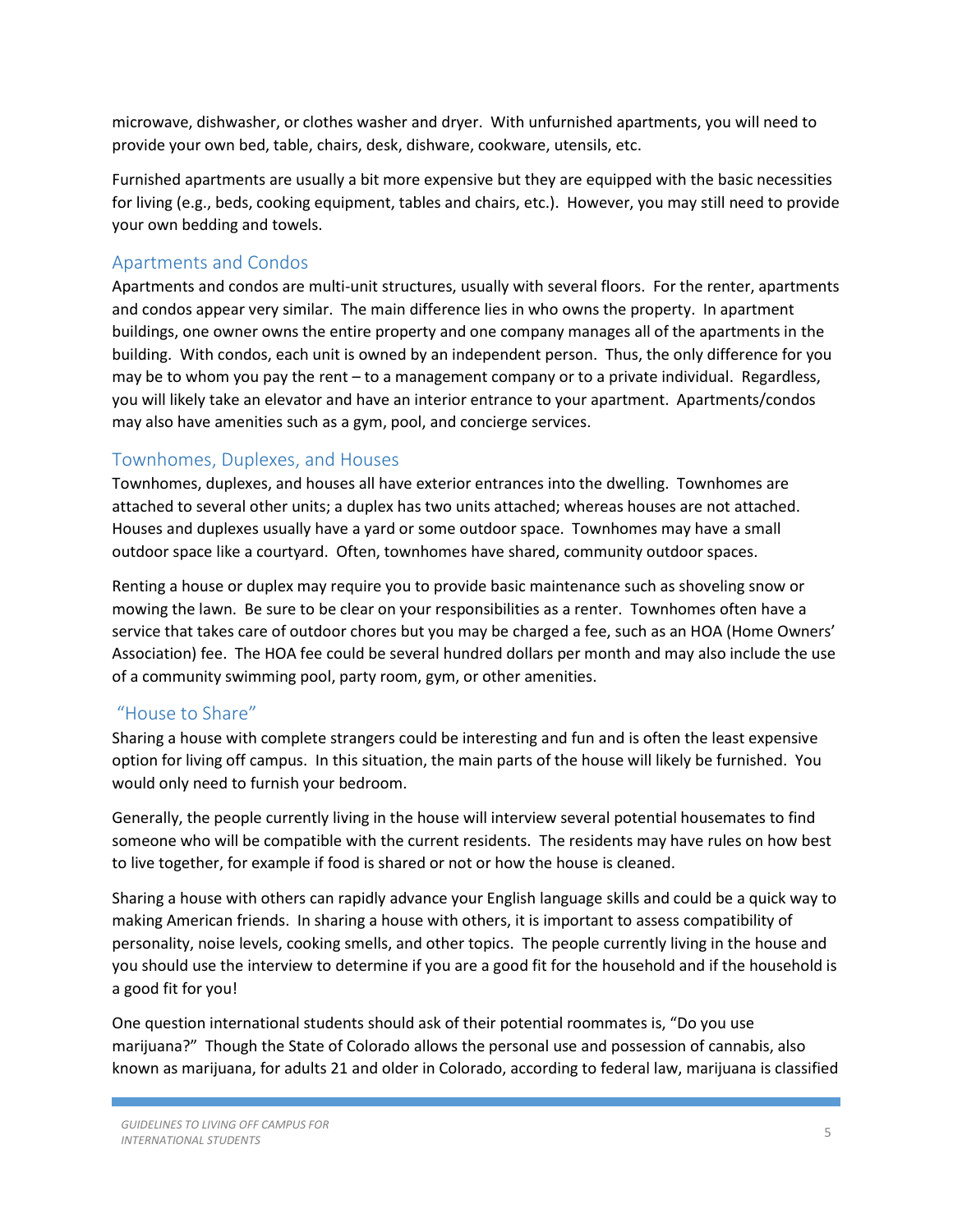microwave, dishwasher, or clothes washer and dryer. With unfurnished apartments, you will need to provide your own bed, table, chairs, desk, dishware, cookware, utensils, etc.

Furnished apartments are usually a bit more expensive but they are equipped with the basic necessities for living (e.g., beds, cooking equipment, tables and chairs, etc.). However, you may still need to provide your own bedding and towels.

## Apartments and Condos

Apartments and condos are multi-unit structures, usually with several floors. For the renter, apartments and condos appear very similar. The main difference lies in who owns the property. In apartment buildings, one owner owns the entire property and one company manages all of the apartments in the building. With condos, each unit is owned by an independent person. Thus, the only difference for you may be to whom you pay the rent – to a management company or to a private individual. Regardless, you will likely take an elevator and have an interior entrance to your apartment. Apartments/condos may also have amenities such as a gym, pool, and concierge services.

## Townhomes, Duplexes, and Houses

Townhomes, duplexes, and houses all have exterior entrances into the dwelling. Townhomes are attached to several other units; a duplex has two units attached; whereas houses are not attached. Houses and duplexes usually have a yard or some outdoor space. Townhomes may have a small outdoor space like a courtyard. Often, townhomes have shared, community outdoor spaces.

Renting a house or duplex may require you to provide basic maintenance such as shoveling snow or mowing the lawn. Be sure to be clear on your responsibilities as a renter. Townhomes often have a service that takes care of outdoor chores but you may be charged a fee, such as an HOA (Home Owners' Association) fee. The HOA fee could be several hundred dollars per month and may also include the use of a community swimming pool, party room, gym, or other amenities.

## "House to Share"

Sharing a house with complete strangers could be interesting and fun and is often the least expensive option for living off campus. In this situation, the main parts of the house will likely be furnished. You would only need to furnish your bedroom.

Generally, the people currently living in the house will interview several potential housemates to find someone who will be compatible with the current residents. The residents may have rules on how best to live together, for example if food is shared or not or how the house is cleaned.

Sharing a house with others can rapidly advance your English language skills and could be a quick way to making American friends. In sharing a house with others, it is important to assess compatibility of personality, noise levels, cooking smells, and other topics. The people currently living in the house and you should use the interview to determine if you are a good fit for the household and if the household is a good fit for you!

One question international students should ask of their potential roommates is, "Do you use marijuana?" Though the State of Colorado allows the personal use and possession of cannabis, also known as marijuana, for adults 21 and older in Colorado, according to federal law, marijuana is classified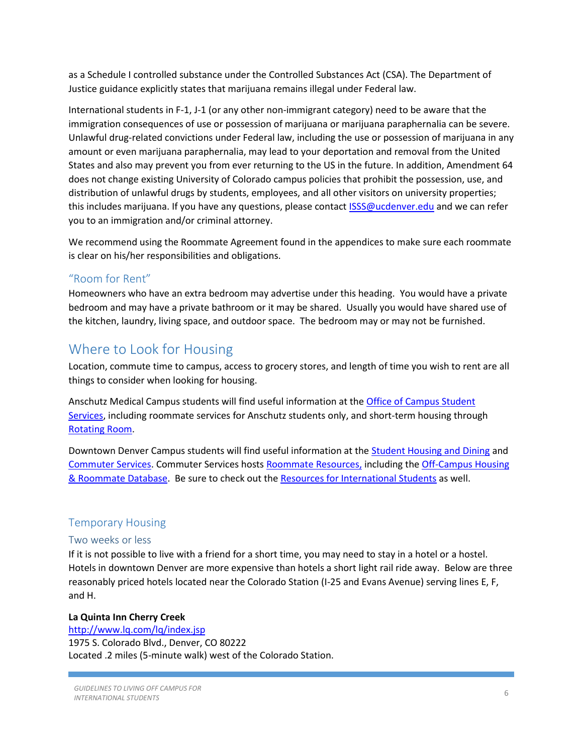as a Schedule I controlled substance under the Controlled Substances Act (CSA). The Department of Justice guidance explicitly states that marijuana remains illegal under Federal law.

International students in F-1, J-1 (or any other non-immigrant category) need to be aware that the immigration consequences of use or possession of marijuana or marijuana paraphernalia can be severe. Unlawful drug-related convictions under Federal law, including the use or possession of marijuana in any amount or even marijuana paraphernalia, may lead to your deportation and removal from the United States and also may prevent you from ever returning to the US in the future. In addition, Amendment 64 does not change existing University of Colorado campus policies that prohibit the possession, use, and distribution of unlawful drugs by students, employees, and all other visitors on university properties; this includes marijuana. If you have any questions, please contact [ISSS@ucdenver.edu](mailto:ISSS@ucdenver.edu) and we can refer you to an immigration and/or criminal attorney.

We recommend using the Roommate Agreement found in the appendices to make sure each roommate is clear on his/her responsibilities and obligations.

### "Room for Rent"

Homeowners who have an extra bedroom may advertise under this heading. You would have a private bedroom and may have a private bathroom or it may be shared. Usually you would have shared use of the kitchen, laundry, living space, and outdoor space. The bedroom may or may not be furnished.

## Where to Look for Housing

Location, commute time to campus, access to grocery stores, and length of time you wish to rent are all things to consider when looking for housing.

Anschutz Medical Campus students will find useful information at the Office of Campus Student Services, including roommate services for Anschutz students only, and short-term housing through Rotating Room.

Downtown Denver Campus students will find useful information at the Student Housing and Dining and Commuter Services. Commuter Services hosts Roommate Resources, including the Off-Campus Housing & Roommate Database. Be sure to check out the Resources for International Students as well.

### Temporary Housing

#### Two weeks or less

If it is not possible to live with a friend for a short time, you may need to stay in a hotel or a hostel. Hotels in downtown Denver are more expensive than hotels a short light rail ride away. Below are three reasonably priced hotels located near the Colorado Station (I-25 and Evans Avenue) serving lines E, F, and H.

**La Quinta Inn Cherry Creek**
http://www.lq.com/lq/index.jsp
1975 S. Colorado Blvd., Denver, CO 80222
Located .2 miles (5-minute walk) west of the Colorado Station.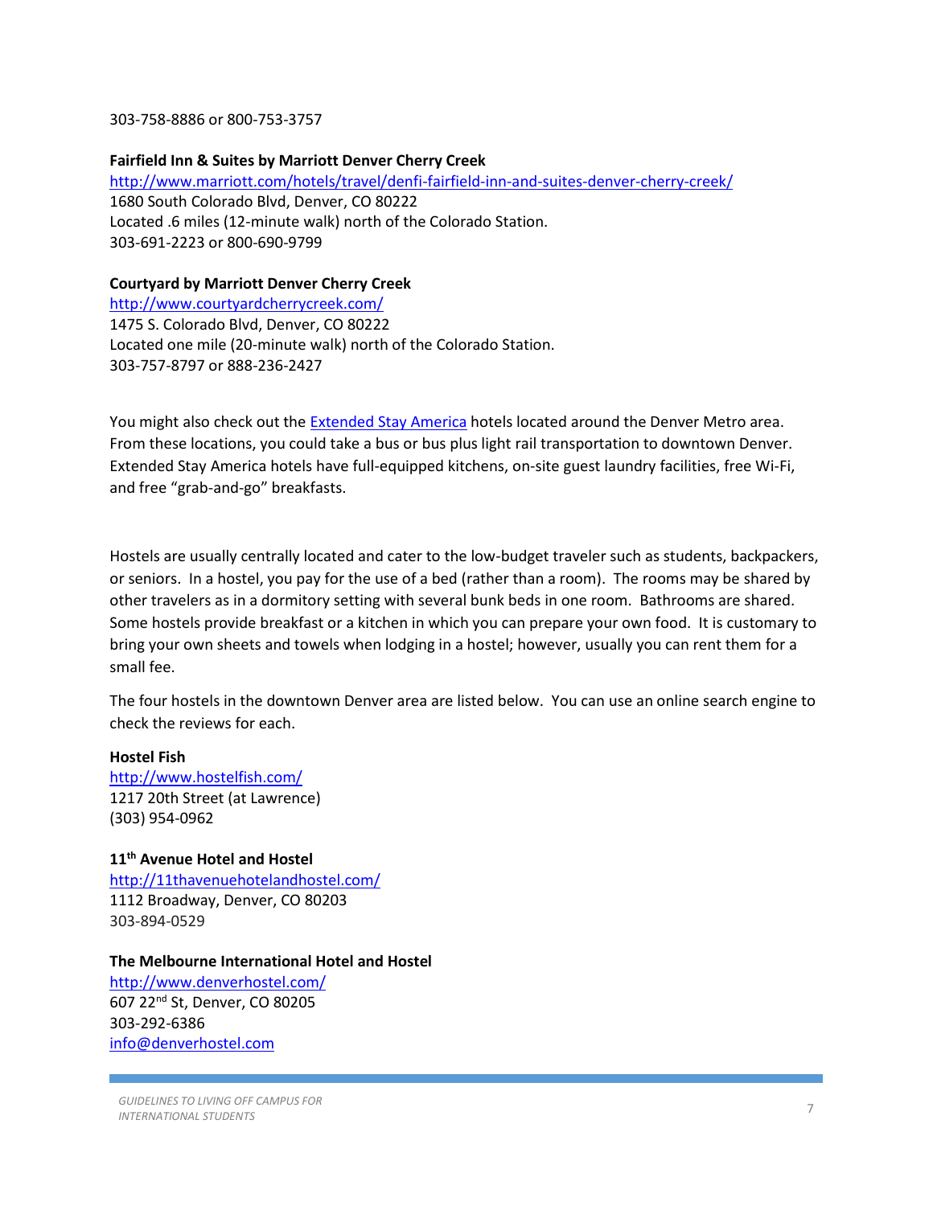303-758-8886 or 800-753-3757

**Fairfield Inn & Suites by Marriott Denver Cherry Creek**
http://www.marriott.com/hotels/travel/denfi-fairfield-inn-and-suites-denver-cherry-creek/
1680 South Colorado Blvd, Denver, CO 80222
Located .6 miles (12-minute walk) north of the Colorado Station.
303-691-2223 or 800-690-9799

**Courtyard by Marriott Denver Cherry Creek**
http://www.courtyardcherrycreek.com/
1475 S. Colorado Blvd, Denver, CO 80222
Located one mile (20-minute walk) north of the Colorado Station.
303-757-8797 or 888-236-2427

You might also check out the Extended Stay America hotels located around the Denver Metro area. From these locations, you could take a bus or bus plus light rail transportation to downtown Denver. Extended Stay America hotels have full-equipped kitchens, on-site guest laundry facilities, free Wi-Fi, and free "grab-and-go" breakfasts.

Hostels are usually centrally located and cater to the low-budget traveler such as students, backpackers, or seniors. In a hostel, you pay for the use of a bed (rather than a room). The rooms may be shared by other travelers as in a dormitory setting with several bunk beds in one room. Bathrooms are shared. Some hostels provide breakfast or a kitchen in which you can prepare your own food. It is customary to bring your own sheets and towels when lodging in a hostel; however, usually you can rent them for a small fee.

The four hostels in the downtown Denver area are listed below. You can use an online search engine to check the reviews for each.

**Hostel Fish**
http://www.hostelfish.com/
1217 20th Street (at Lawrence)
(303) 954-0962

**11th Avenue Hotel and Hostel**
http://11thavenuehotelandhostel.com/
1112 Broadway, Denver, CO 80203
303-894-0529

**The Melbourne International Hotel and Hostel**
http://www.denverhostel.com/
607 22nd St, Denver, CO 80205
303-292-6386
info@denverhostel.com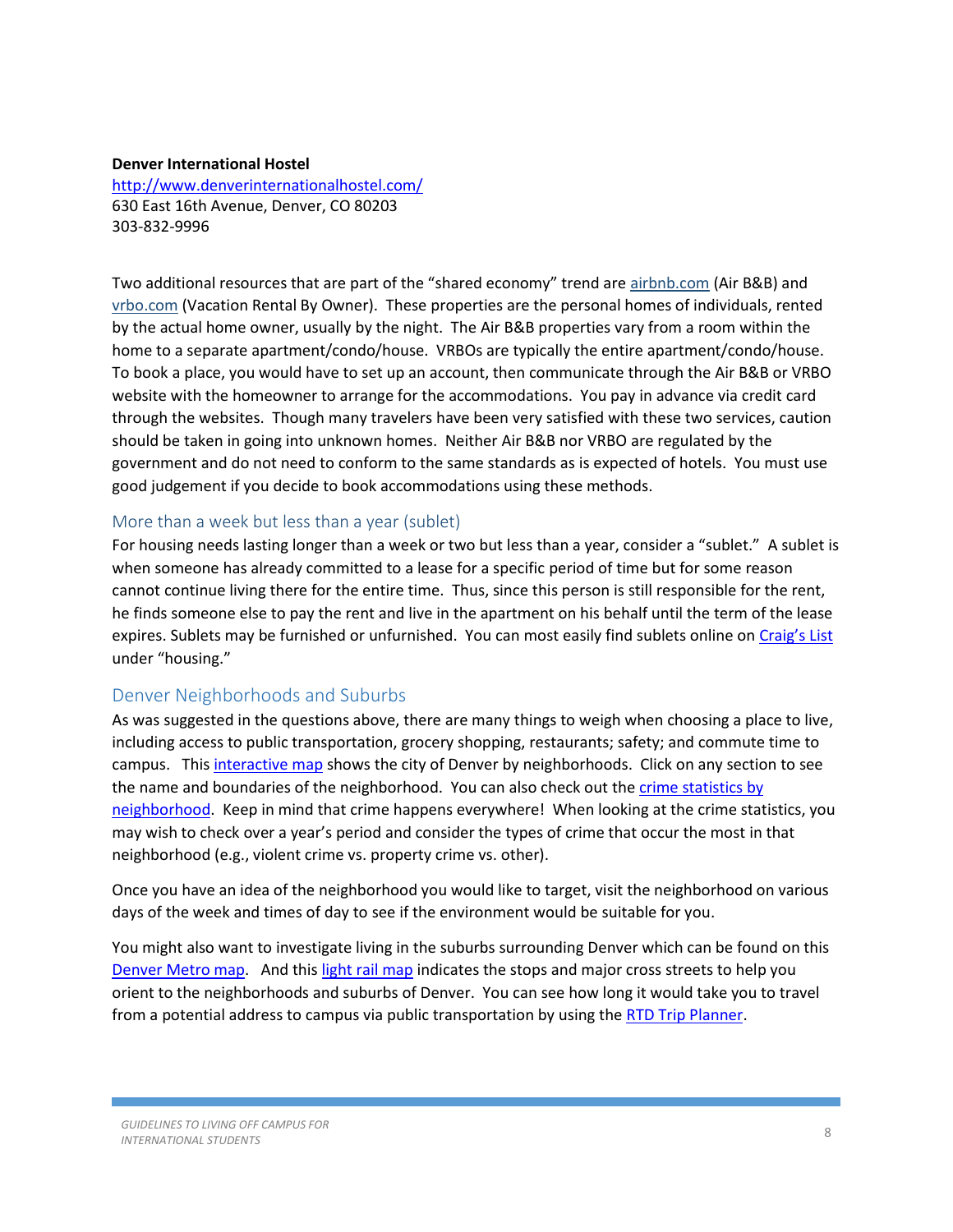**Denver International Hostel**
[http://www.denverinternationalhostel.com/](http://www.denverinternationalhostel.com/)
630 East 16th Avenue, Denver, CO 80203
303-832-9996

Two additional resources that are part of the "shared economy" trend are [airbnb.com](airbnb.com) (Air B&B) and [vrbo.com](vrbo.com) (Vacation Rental By Owner). These properties are the personal homes of individuals, rented by the actual home owner, usually by the night. The Air B&B properties vary from a room within the home to a separate apartment/condo/house. VRBOs are typically the entire apartment/condo/house. To book a place, you would have to set up an account, then communicate through the Air B&B or VRBO website with the homeowner to arrange for the accommodations. You pay in advance via credit card through the websites. Though many travelers have been very satisfied with these two services, caution should be taken in going into unknown homes. Neither Air B&B nor VRBO are regulated by the government and do not need to conform to the same standards as is expected of hotels. You must use good judgement if you decide to book accommodations using these methods.

## More than a week but less than a year (sublet)

For housing needs lasting longer than a week or two but less than a year, consider a "sublet." A sublet is when someone has already committed to a lease for a specific period of time but for some reason cannot continue living there for the entire time. Thus, since this person is still responsible for the rent, he finds someone else to pay the rent and live in the apartment on his behalf until the term of the lease expires. Sublets may be furnished or unfurnished. You can most easily find sublets online on Craig's List under "housing."

## Denver Neighborhoods and Suburbs

As was suggested in the questions above, there are many things to weigh when choosing a place to live, including access to public transportation, grocery shopping, restaurants; safety; and commute time to campus. This interactive map shows the city of Denver by neighborhoods. Click on any section to see the name and boundaries of the neighborhood. You can also check out the crime statistics by neighborhood. Keep in mind that crime happens everywhere! When looking at the crime statistics, you may wish to check over a year's period and consider the types of crime that occur the most in that neighborhood (e.g., violent crime vs. property crime vs. other).

Once you have an idea of the neighborhood you would like to target, visit the neighborhood on various days of the week and times of day to see if the environment would be suitable for you.

You might also want to investigate living in the suburbs surrounding Denver which can be found on this Denver Metro map. And this light rail map indicates the stops and major cross streets to help you orient to the neighborhoods and suburbs of Denver. You can see how long it would take you to travel from a potential address to campus via public transportation by using the RTD Trip Planner.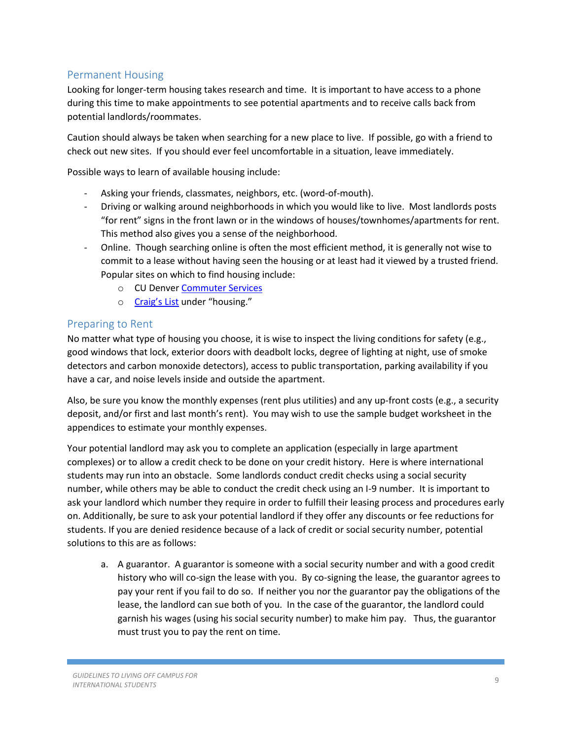## Permanent Housing

Looking for longer-term housing takes research and time. It is important to have access to a phone during this time to make appointments to see potential apartments and to receive calls back from potential landlords/roommates.

Caution should always be taken when searching for a new place to live. If possible, go with a friend to check out new sites. If you should ever feel uncomfortable in a situation, leave immediately.

Possible ways to learn of available housing include:

- Asking your friends, classmates, neighbors, etc. (word-of-mouth).
- Driving or walking around neighborhoods in which you would like to live. Most landlords posts "for rent" signs in the front lawn or in the windows of houses/townhomes/apartments for rent. This method also gives you a sense of the neighborhood.
- Online. Though searching online is often the most efficient method, it is generally not wise to commit to a lease without having seen the housing or at least had it viewed by a trusted friend. Popular sites on which to find housing include:
  - CU Denver Commuter Services
  - Craig's List under "housing."

## Preparing to Rent

No matter what type of housing you choose, it is wise to inspect the living conditions for safety (e.g., good windows that lock, exterior doors with deadbolt locks, degree of lighting at night, use of smoke detectors and carbon monoxide detectors), access to public transportation, parking availability if you have a car, and noise levels inside and outside the apartment.

Also, be sure you know the monthly expenses (rent plus utilities) and any up-front costs (e.g., a security deposit, and/or first and last month's rent). You may wish to use the sample budget worksheet in the appendices to estimate your monthly expenses.

Your potential landlord may ask you to complete an application (especially in large apartment complexes) or to allow a credit check to be done on your credit history. Here is where international students may run into an obstacle. Some landlords conduct credit checks using a social security number, while others may be able to conduct the credit check using an I-9 number. It is important to ask your landlord which number they require in order to fulfill their leasing process and procedures early on. Additionally, be sure to ask your potential landlord if they offer any discounts or fee reductions for students. If you are denied residence because of a lack of credit or social security number, potential solutions to this are as follows:

a. A guarantor. A guarantor is someone with a social security number and with a good credit history who will co-sign the lease with you. By co-signing the lease, the guarantor agrees to pay your rent if you fail to do so. If neither you nor the guarantor pay the obligations of the lease, the landlord can sue both of you. In the case of the guarantor, the landlord could garnish his wages (using his social security number) to make him pay. Thus, the guarantor must trust you to pay the rent on time.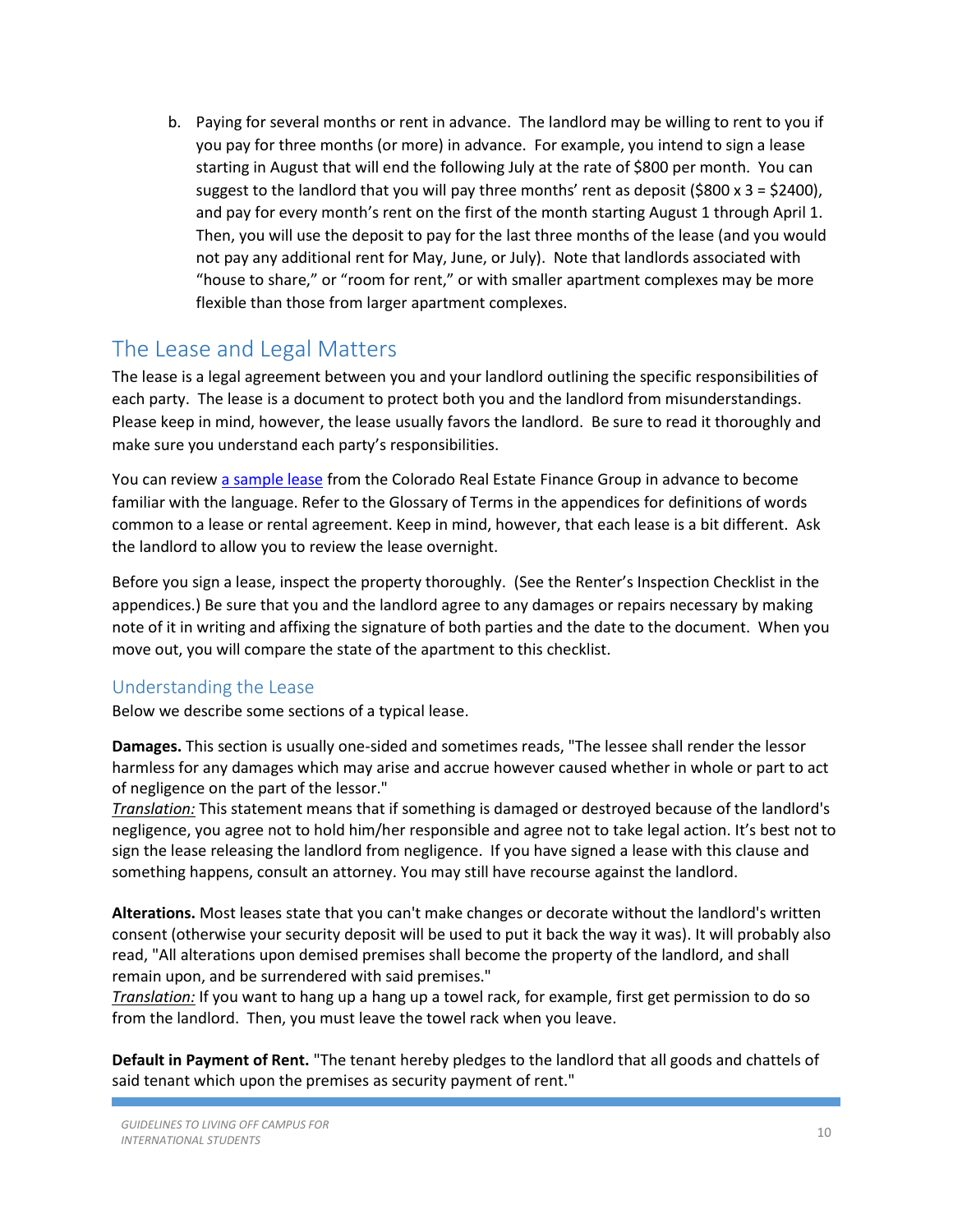b. Paying for several months or rent in advance. The landlord may be willing to rent to you if you pay for three months (or more) in advance. For example, you intend to sign a lease starting in August that will end the following July at the rate of $800 per month. You can suggest to the landlord that you will pay three months' rent as deposit ($800 x 3 = $2400), and pay for every month's rent on the first of the month starting August 1 through April 1. Then, you will use the deposit to pay for the last three months of the lease (and you would not pay any additional rent for May, June, or July). Note that landlords associated with "house to share," or "room for rent," or with smaller apartment complexes may be more flexible than those from larger apartment complexes.

## The Lease and Legal Matters

The lease is a legal agreement between you and your landlord outlining the specific responsibilities of each party. The lease is a document to protect both you and the landlord from misunderstandings. Please keep in mind, however, the lease usually favors the landlord. Be sure to read it thoroughly and make sure you understand each party's responsibilities.

You can review [a sample lease](#) from the Colorado Real Estate Finance Group in advance to become familiar with the language. Refer to the Glossary of Terms in the appendices for definitions of words common to a lease or rental agreement. Keep in mind, however, that each lease is a bit different. Ask the landlord to allow you to review the lease overnight.

Before you sign a lease, inspect the property thoroughly. (See the Renter's Inspection Checklist in the appendices.) Be sure that you and the landlord agree to any damages or repairs necessary by making note of it in writing and affixing the signature of both parties and the date to the document. When you move out, you will compare the state of the apartment to this checklist.

### Understanding the Lease

Below we describe some sections of a typical lease.

**Damages.** This section is usually one-sided and sometimes reads, "The lessee shall render the lessor harmless for any damages which may arise and accrue however caused whether in whole or part to act of negligence on the part of the lessor."
*__Translation:__* This statement means that if something is damaged or destroyed because of the landlord's negligence, you agree not to hold him/her responsible and agree not to take legal action. It's best not to sign the lease releasing the landlord from negligence. If you have signed a lease with this clause and something happens, consult an attorney. You may still have recourse against the landlord.

**Alterations.** Most leases state that you can't make changes or decorate without the landlord's written consent (otherwise your security deposit will be used to put it back the way it was). It will probably also read, "All alterations upon demised premises shall become the property of the landlord, and shall remain upon, and be surrendered with said premises."
*__Translation:__* If you want to hang up a hang up a towel rack, for example, first get permission to do so from the landlord. Then, you must leave the towel rack when you leave.

**Default in Payment of Rent.** "The tenant hereby pledges to the landlord that all goods and chattels of said tenant which upon the premises as security payment of rent."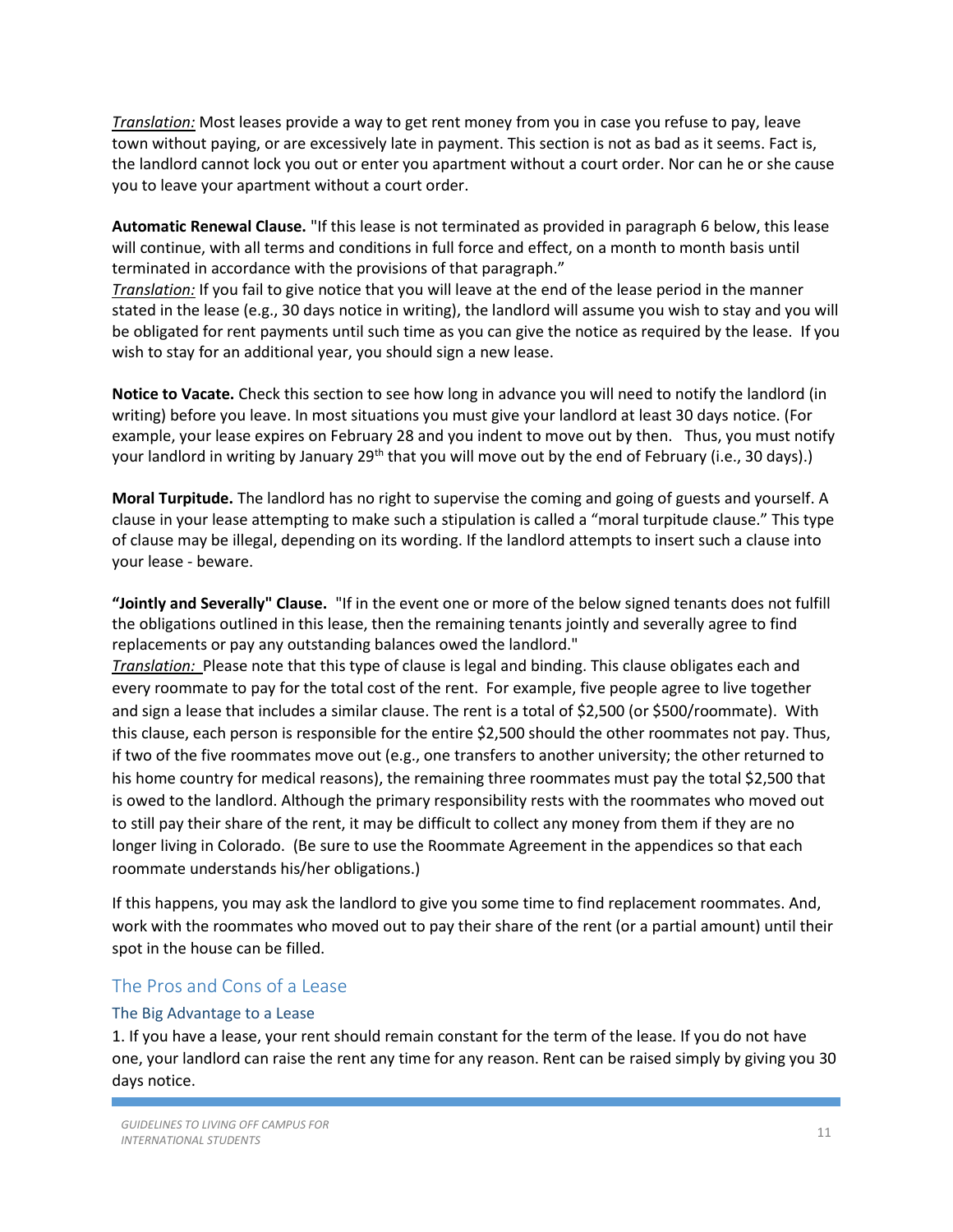*Translation:* Most leases provide a way to get rent money from you in case you refuse to pay, leave town without paying, or are excessively late in payment. This section is not as bad as it seems. Fact is, the landlord cannot lock you out or enter you apartment without a court order. Nor can he or she cause you to leave your apartment without a court order.

**Automatic Renewal Clause.** "If this lease is not terminated as provided in paragraph 6 below, this lease will continue, with all terms and conditions in full force and effect, on a month to month basis until terminated in accordance with the provisions of that paragraph."
*Translation:* If you fail to give notice that you will leave at the end of the lease period in the manner stated in the lease (e.g., 30 days notice in writing), the landlord will assume you wish to stay and you will be obligated for rent payments until such time as you can give the notice as required by the lease. If you wish to stay for an additional year, you should sign a new lease.

**Notice to Vacate.** Check this section to see how long in advance you will need to notify the landlord (in writing) before you leave. In most situations you must give your landlord at least 30 days notice. (For example, your lease expires on February 28 and you indent to move out by then. Thus, you must notify your landlord in writing by January 29th that you will move out by the end of February (i.e., 30 days).)

**Moral Turpitude.** The landlord has no right to supervise the coming and going of guests and yourself. A clause in your lease attempting to make such a stipulation is called a "moral turpitude clause." This type of clause may be illegal, depending on its wording. If the landlord attempts to insert such a clause into your lease - beware.

**"Jointly and Severally" Clause.** "If in the event one or more of the below signed tenants does not fulfill the obligations outlined in this lease, then the remaining tenants jointly and severally agree to find replacements or pay any outstanding balances owed the landlord."
*Translation:* Please note that this type of clause is legal and binding. This clause obligates each and every roommate to pay for the total cost of the rent. For example, five people agree to live together and sign a lease that includes a similar clause. The rent is a total of $2,500 (or $500/roommate). With this clause, each person is responsible for the entire $2,500 should the other roommates not pay. Thus, if two of the five roommates move out (e.g., one transfers to another university; the other returned to his home country for medical reasons), the remaining three roommates must pay the total $2,500 that is owed to the landlord. Although the primary responsibility rests with the roommates who moved out to still pay their share of the rent, it may be difficult to collect any money from them if they are no longer living in Colorado. (Be sure to use the Roommate Agreement in the appendices so that each roommate understands his/her obligations.)

If this happens, you may ask the landlord to give you some time to find replacement roommates. And, work with the roommates who moved out to pay their share of the rent (or a partial amount) until their spot in the house can be filled.

## The Pros and Cons of a Lease

### The Big Advantage to a Lease

1. If you have a lease, your rent should remain constant for the term of the lease. If you do not have one, your landlord can raise the rent any time for any reason. Rent can be raised simply by giving you 30 days notice.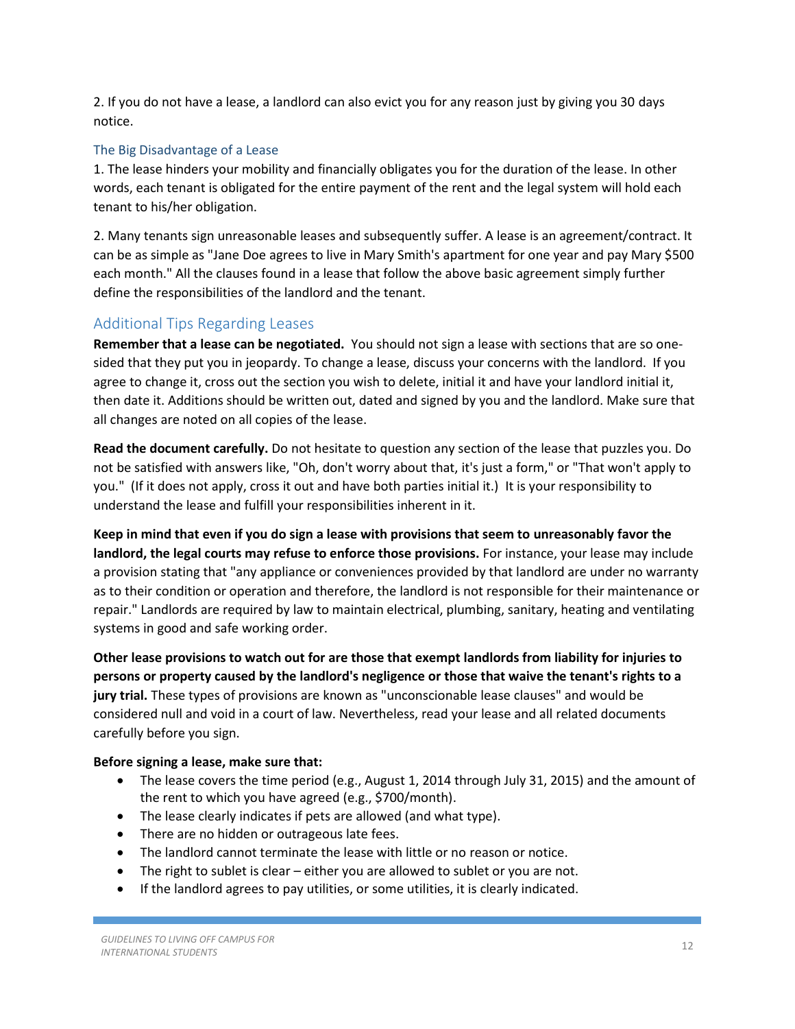2. If you do not have a lease, a landlord can also evict you for any reason just by giving you 30 days notice.

### The Big Disadvantage of a Lease

1. The lease hinders your mobility and financially obligates you for the duration of the lease. In other words, each tenant is obligated for the entire payment of the rent and the legal system will hold each tenant to his/her obligation.

2. Many tenants sign unreasonable leases and subsequently suffer. A lease is an agreement/contract. It can be as simple as "Jane Doe agrees to live in Mary Smith's apartment for one year and pay Mary $500 each month." All the clauses found in a lease that follow the above basic agreement simply further define the responsibilities of the landlord and the tenant.

## Additional Tips Regarding Leases

**Remember that a lease can be negotiated.** You should not sign a lease with sections that are so one-sided that they put you in jeopardy. To change a lease, discuss your concerns with the landlord. If you agree to change it, cross out the section you wish to delete, initial it and have your landlord initial it, then date it. Additions should be written out, dated and signed by you and the landlord. Make sure that all changes are noted on all copies of the lease.

**Read the document carefully.** Do not hesitate to question any section of the lease that puzzles you. Do not be satisfied with answers like, "Oh, don't worry about that, it's just a form," or "That won't apply to you." (If it does not apply, cross it out and have both parties initial it.) It is your responsibility to understand the lease and fulfill your responsibilities inherent in it.

**Keep in mind that even if you do sign a lease with provisions that seem to unreasonably favor the landlord, the legal courts may refuse to enforce those provisions.** For instance, your lease may include a provision stating that "any appliance or conveniences provided by that landlord are under no warranty as to their condition or operation and therefore, the landlord is not responsible for their maintenance or repair." Landlords are required by law to maintain electrical, plumbing, sanitary, heating and ventilating systems in good and safe working order.

**Other lease provisions to watch out for are those that exempt landlords from liability for injuries to persons or property caused by the landlord's negligence or those that waive the tenant's rights to a jury trial.** These types of provisions are known as "unconscionable lease clauses" and would be considered null and void in a court of law. Nevertheless, read your lease and all related documents carefully before you sign.

**Before signing a lease, make sure that:**

- The lease covers the time period (e.g., August 1, 2014 through July 31, 2015) and the amount of the rent to which you have agreed (e.g., $700/month).
- The lease clearly indicates if pets are allowed (and what type).
- There are no hidden or outrageous late fees.
- The landlord cannot terminate the lease with little or no reason or notice.
- The right to sublet is clear – either you are allowed to sublet or you are not.
- If the landlord agrees to pay utilities, or some utilities, it is clearly indicated.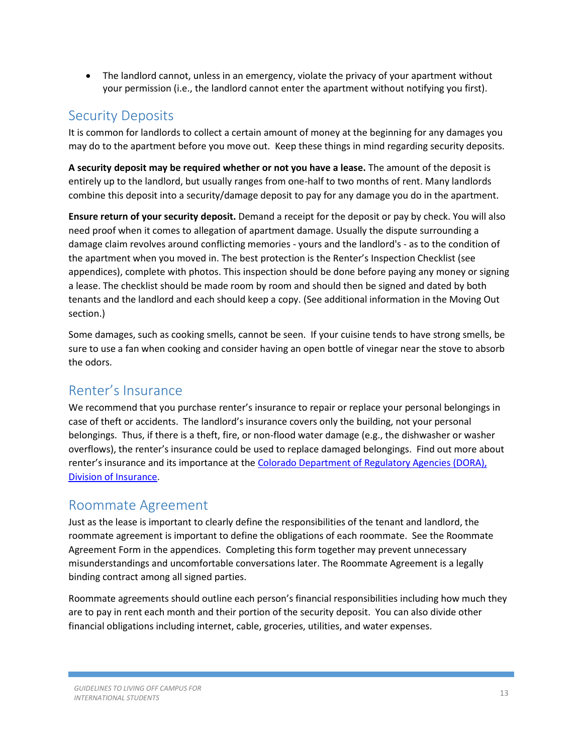- The landlord cannot, unless in an emergency, violate the privacy of your apartment without your permission (i.e., the landlord cannot enter the apartment without notifying you first).

## Security Deposits

It is common for landlords to collect a certain amount of money at the beginning for any damages you may do to the apartment before you move out. Keep these things in mind regarding security deposits.

**A security deposit may be required whether or not you have a lease.** The amount of the deposit is entirely up to the landlord, but usually ranges from one-half to two months of rent. Many landlords combine this deposit into a security/damage deposit to pay for any damage you do in the apartment.

**Ensure return of your security deposit.** Demand a receipt for the deposit or pay by check. You will also need proof when it comes to allegation of apartment damage. Usually the dispute surrounding a damage claim revolves around conflicting memories - yours and the landlord's - as to the condition of the apartment when you moved in. The best protection is the Renter's Inspection Checklist (see appendices), complete with photos. This inspection should be done before paying any money or signing a lease. The checklist should be made room by room and should then be signed and dated by both tenants and the landlord and each should keep a copy. (See additional information in the Moving Out section.)

Some damages, such as cooking smells, cannot be seen. If your cuisine tends to have strong smells, be sure to use a fan when cooking and consider having an open bottle of vinegar near the stove to absorb the odors.

## Renter's Insurance

We recommend that you purchase renter's insurance to repair or replace your personal belongings in case of theft or accidents. The landlord's insurance covers only the building, not your personal belongings. Thus, if there is a theft, fire, or non-flood water damage (e.g., the dishwasher or washer overflows), the renter's insurance could be used to replace damaged belongings. Find out more about renter's insurance and its importance at the [Colorado Department of Regulatory Agencies (DORA), Division of Insurance](#).

## Roommate Agreement

Just as the lease is important to clearly define the responsibilities of the tenant and landlord, the roommate agreement is important to define the obligations of each roommate. See the Roommate Agreement Form in the appendices. Completing this form together may prevent unnecessary misunderstandings and uncomfortable conversations later. The Roommate Agreement is a legally binding contract among all signed parties.

Roommate agreements should outline each person's financial responsibilities including how much they are to pay in rent each month and their portion of the security deposit. You can also divide other financial obligations including internet, cable, groceries, utilities, and water expenses.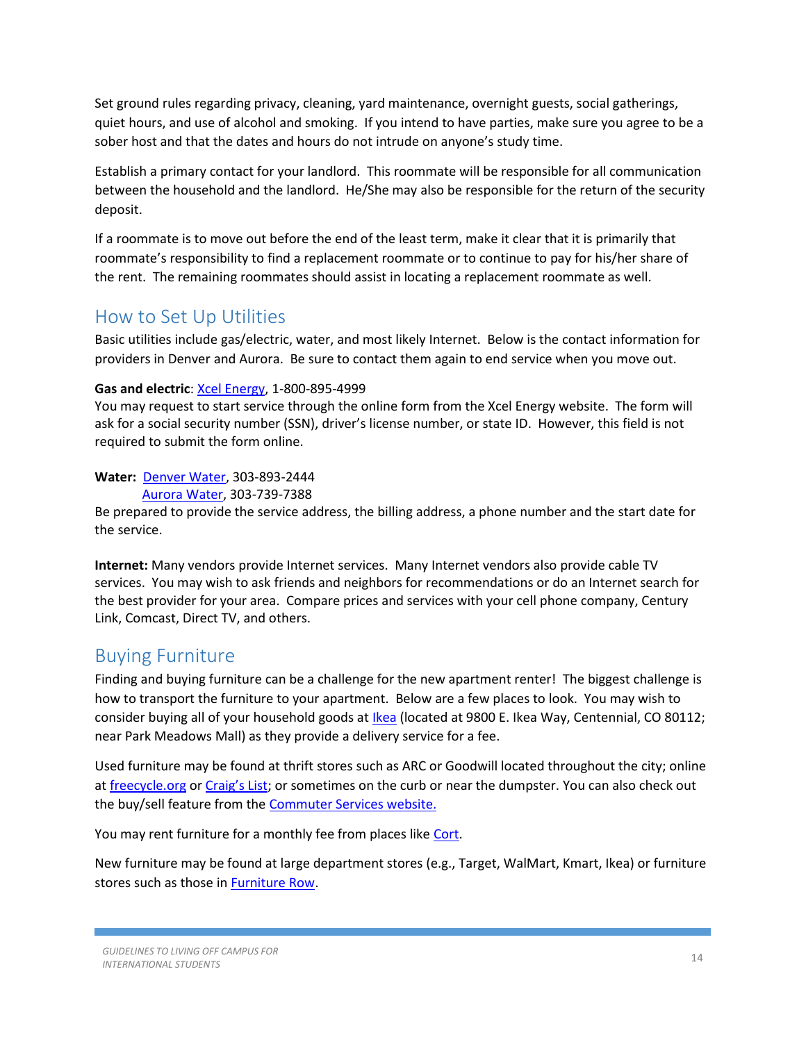Set ground rules regarding privacy, cleaning, yard maintenance, overnight guests, social gatherings, quiet hours, and use of alcohol and smoking. If you intend to have parties, make sure you agree to be a sober host and that the dates and hours do not intrude on anyone's study time.

Establish a primary contact for your landlord. This roommate will be responsible for all communication between the household and the landlord. He/She may also be responsible for the return of the security deposit.

If a roommate is to move out before the end of the least term, make it clear that it is primarily that roommate's responsibility to find a replacement roommate or to continue to pay for his/her share of the rent. The remaining roommates should assist in locating a replacement roommate as well.

## How to Set Up Utilities

Basic utilities include gas/electric, water, and most likely Internet. Below is the contact information for providers in Denver and Aurora. Be sure to contact them again to end service when you move out.

**Gas and electric**: Xcel Energy, 1-800-895-4999
You may request to start service through the online form from the Xcel Energy website. The form will ask for a social security number (SSN), driver's license number, or state ID. However, this field is not required to submit the form online.

**Water:** Denver Water, 303-893-2444
Aurora Water, 303-739-7388
Be prepared to provide the service address, the billing address, a phone number and the start date for the service.

**Internet:** Many vendors provide Internet services. Many Internet vendors also provide cable TV services. You may wish to ask friends and neighbors for recommendations or do an Internet search for the best provider for your area. Compare prices and services with your cell phone company, Century Link, Comcast, Direct TV, and others.

## Buying Furniture

Finding and buying furniture can be a challenge for the new apartment renter! The biggest challenge is how to transport the furniture to your apartment. Below are a few places to look. You may wish to consider buying all of your household goods at Ikea (located at 9800 E. Ikea Way, Centennial, CO 80112; near Park Meadows Mall) as they provide a delivery service for a fee.

Used furniture may be found at thrift stores such as ARC or Goodwill located throughout the city; online at freecycle.org or Craig's List; or sometimes on the curb or near the dumpster. You can also check out the buy/sell feature from the Commuter Services website.

You may rent furniture for a monthly fee from places like Cort.

New furniture may be found at large department stores (e.g., Target, WalMart, Kmart, Ikea) or furniture stores such as those in Furniture Row.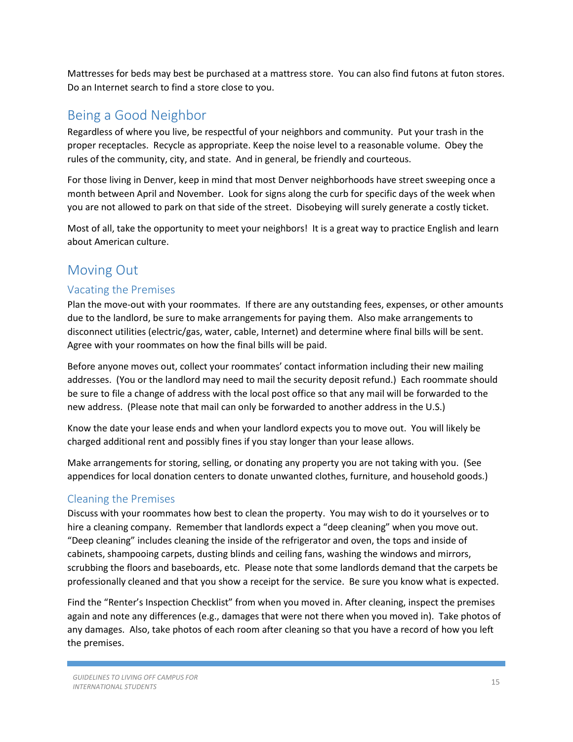Mattresses for beds may best be purchased at a mattress store. You can also find futons at futon stores. Do an Internet search to find a store close to you.

## Being a Good Neighbor

Regardless of where you live, be respectful of your neighbors and community. Put your trash in the proper receptacles. Recycle as appropriate. Keep the noise level to a reasonable volume. Obey the rules of the community, city, and state. And in general, be friendly and courteous.

For those living in Denver, keep in mind that most Denver neighborhoods have street sweeping once a month between April and November. Look for signs along the curb for specific days of the week when you are not allowed to park on that side of the street. Disobeying will surely generate a costly ticket.

Most of all, take the opportunity to meet your neighbors! It is a great way to practice English and learn about American culture.

## Moving Out

### Vacating the Premises

Plan the move-out with your roommates. If there are any outstanding fees, expenses, or other amounts due to the landlord, be sure to make arrangements for paying them. Also make arrangements to disconnect utilities (electric/gas, water, cable, Internet) and determine where final bills will be sent. Agree with your roommates on how the final bills will be paid.

Before anyone moves out, collect your roommates' contact information including their new mailing addresses. (You or the landlord may need to mail the security deposit refund.) Each roommate should be sure to file a change of address with the local post office so that any mail will be forwarded to the new address. (Please note that mail can only be forwarded to another address in the U.S.)

Know the date your lease ends and when your landlord expects you to move out. You will likely be charged additional rent and possibly fines if you stay longer than your lease allows.

Make arrangements for storing, selling, or donating any property you are not taking with you. (See appendices for local donation centers to donate unwanted clothes, furniture, and household goods.)

### Cleaning the Premises

Discuss with your roommates how best to clean the property. You may wish to do it yourselves or to hire a cleaning company. Remember that landlords expect a "deep cleaning" when you move out. "Deep cleaning" includes cleaning the inside of the refrigerator and oven, the tops and inside of cabinets, shampooing carpets, dusting blinds and ceiling fans, washing the windows and mirrors, scrubbing the floors and baseboards, etc. Please note that some landlords demand that the carpets be professionally cleaned and that you show a receipt for the service. Be sure you know what is expected.

Find the "Renter's Inspection Checklist" from when you moved in. After cleaning, inspect the premises again and note any differences (e.g., damages that were not there when you moved in). Take photos of any damages. Also, take photos of each room after cleaning so that you have a record of how you left the premises.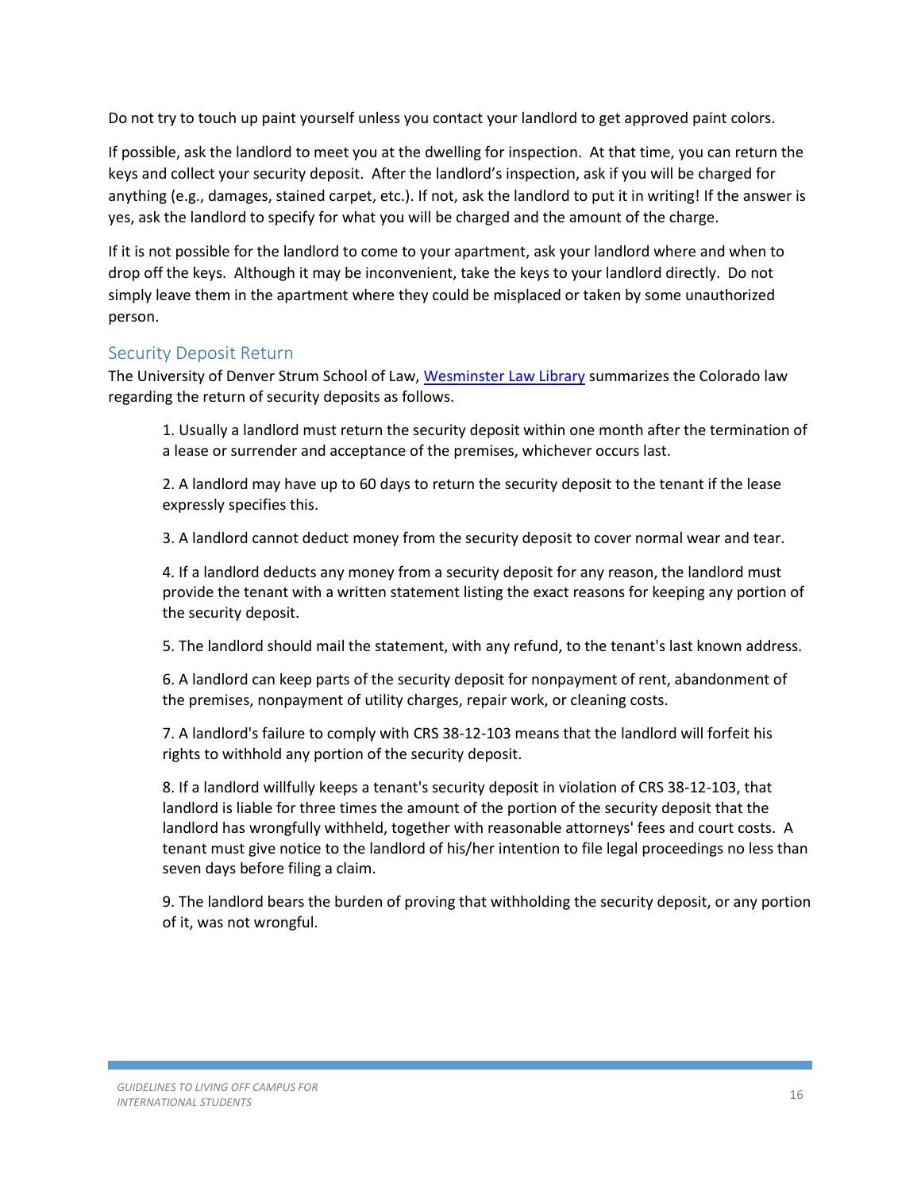Do not try to touch up paint yourself unless you contact your landlord to get approved paint colors.

If possible, ask the landlord to meet you at the dwelling for inspection. At that time, you can return the keys and collect your security deposit. After the landlord's inspection, ask if you will be charged for anything (e.g., damages, stained carpet, etc.). If not, ask the landlord to put it in writing! If the answer is yes, ask the landlord to specify for what you will be charged and the amount of the charge.

If it is not possible for the landlord to come to your apartment, ask your landlord where and when to drop off the keys. Although it may be inconvenient, take the keys to your landlord directly. Do not simply leave them in the apartment where they could be misplaced or taken by some unauthorized person.

## Security Deposit Return

The University of Denver Strum School of Law, [Wesminster Law Library]() summarizes the Colorado law regarding the return of security deposits as follows.

> 1. Usually a landlord must return the security deposit within one month after the termination of a lease or surrender and acceptance of the premises, whichever occurs last.
>
> 2. A landlord may have up to 60 days to return the security deposit to the tenant if the lease expressly specifies this.
>
> 3. A landlord cannot deduct money from the security deposit to cover normal wear and tear.
>
> 4. If a landlord deducts any money from a security deposit for any reason, the landlord must provide the tenant with a written statement listing the exact reasons for keeping any portion of the security deposit.
>
> 5. The landlord should mail the statement, with any refund, to the tenant's last known address.
>
> 6. A landlord can keep parts of the security deposit for nonpayment of rent, abandonment of the premises, nonpayment of utility charges, repair work, or cleaning costs.
>
> 7. A landlord's failure to comply with CRS 38-12-103 means that the landlord will forfeit his rights to withhold any portion of the security deposit.
>
> 8. If a landlord willfully keeps a tenant's security deposit in violation of CRS 38-12-103, that landlord is liable for three times the amount of the portion of the security deposit that the landlord has wrongfully withheld, together with reasonable attorneys' fees and court costs. A tenant must give notice to the landlord of his/her intention to file legal proceedings no less than seven days before filing a claim.
>
> 9. The landlord bears the burden of proving that withholding the security deposit, or any portion of it, was not wrongful.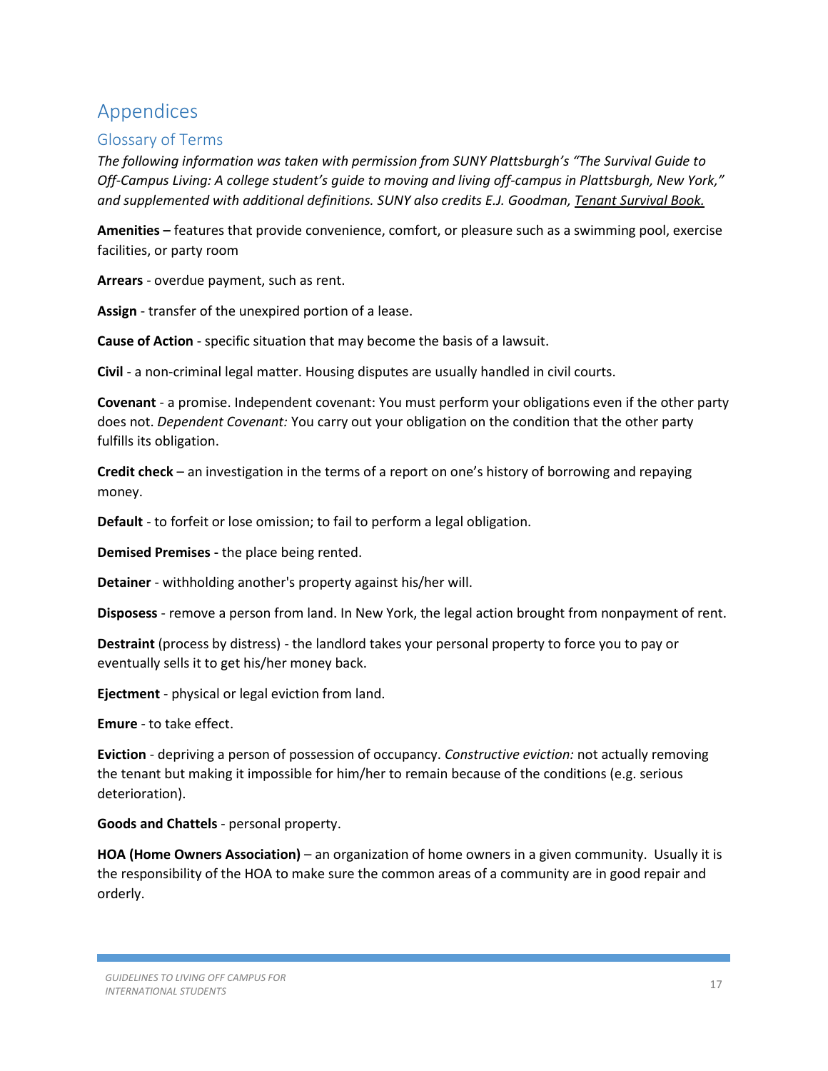# Appendices

## Glossary of Terms

*The following information was taken with permission from SUNY Plattsburgh's "The Survival Guide to Off-Campus Living: A college student's guide to moving and living off-campus in Plattsburgh, New York," and supplemented with additional definitions. SUNY also credits E.J. Goodman, Tenant Survival Book.*

**Amenities –** features that provide convenience, comfort, or pleasure such as a swimming pool, exercise facilities, or party room

**Arrears** - overdue payment, such as rent.

**Assign** - transfer of the unexpired portion of a lease.

**Cause of Action** - specific situation that may become the basis of a lawsuit.

**Civil** - a non-criminal legal matter. Housing disputes are usually handled in civil courts.

**Covenant** - a promise. Independent covenant: You must perform your obligations even if the other party does not. *Dependent Covenant:* You carry out your obligation on the condition that the other party fulfills its obligation.

**Credit check** – an investigation in the terms of a report on one's history of borrowing and repaying money.

**Default** - to forfeit or lose omission; to fail to perform a legal obligation.

**Demised Premises -** the place being rented.

**Detainer** - withholding another's property against his/her will.

**Disposess** - remove a person from land. In New York, the legal action brought from nonpayment of rent.

**Destraint** (process by distress) - the landlord takes your personal property to force you to pay or eventually sells it to get his/her money back.

**Ejectment** - physical or legal eviction from land.

**Emure** - to take effect.

**Eviction** - depriving a person of possession of occupancy. *Constructive eviction:* not actually removing the tenant but making it impossible for him/her to remain because of the conditions (e.g. serious deterioration).

**Goods and Chattels** - personal property.

**HOA (Home Owners Association)** – an organization of home owners in a given community. Usually it is the responsibility of the HOA to make sure the common areas of a community are in good repair and orderly.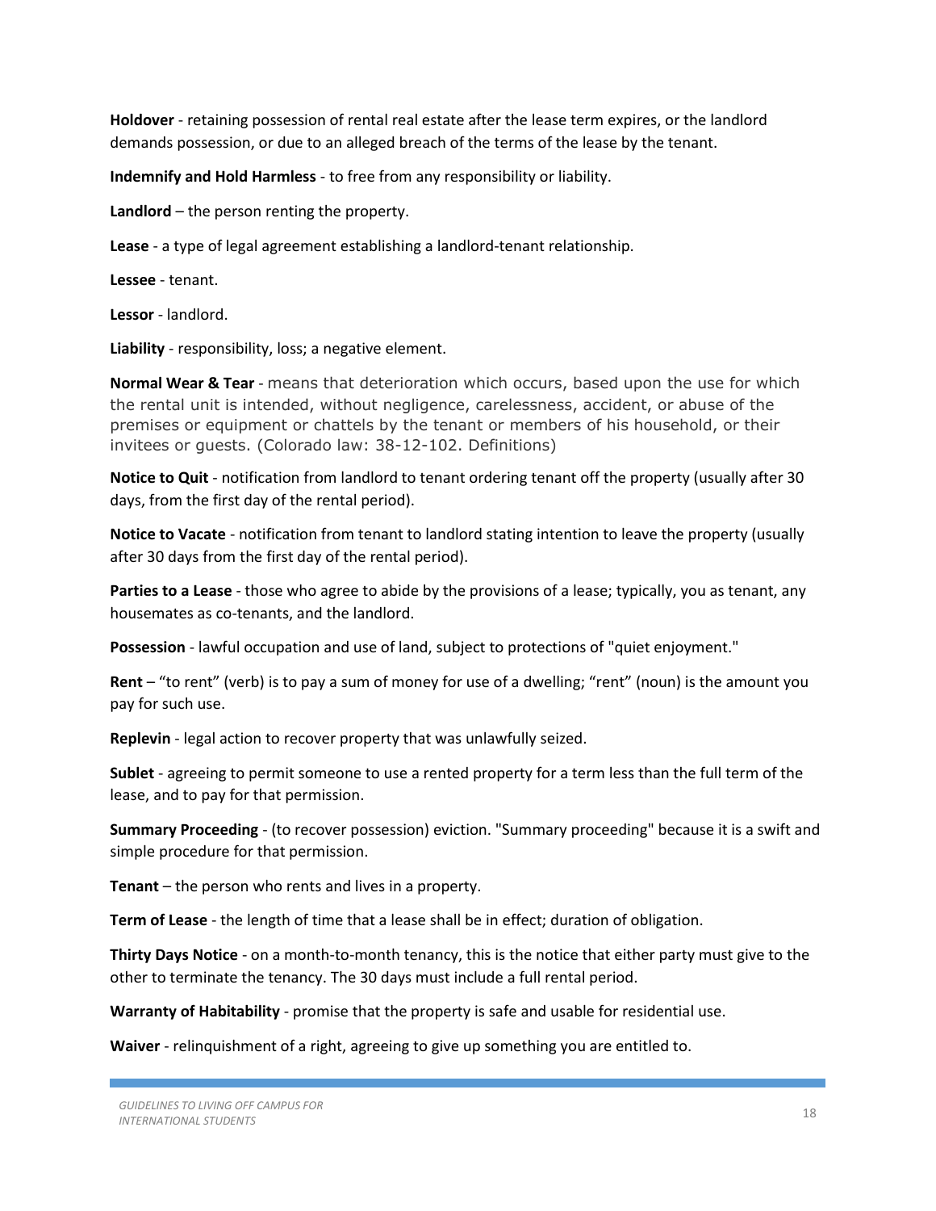**Holdover** - retaining possession of rental real estate after the lease term expires, or the landlord demands possession, or due to an alleged breach of the terms of the lease by the tenant.

**Indemnify and Hold Harmless** - to free from any responsibility or liability.

**Landlord** – the person renting the property.

**Lease** - a type of legal agreement establishing a landlord-tenant relationship.

**Lessee** - tenant.

**Lessor** - landlord.

**Liability** - responsibility, loss; a negative element.

**Normal Wear & Tear** - means that deterioration which occurs, based upon the use for which the rental unit is intended, without negligence, carelessness, accident, or abuse of the premises or equipment or chattels by the tenant or members of his household, or their invitees or guests. (Colorado law: 38-12-102. Definitions)

**Notice to Quit** - notification from landlord to tenant ordering tenant off the property (usually after 30 days, from the first day of the rental period).

**Notice to Vacate** - notification from tenant to landlord stating intention to leave the property (usually after 30 days from the first day of the rental period).

**Parties to a Lease** - those who agree to abide by the provisions of a lease; typically, you as tenant, any housemates as co-tenants, and the landlord.

**Possession** - lawful occupation and use of land, subject to protections of "quiet enjoyment."

**Rent** – "to rent" (verb) is to pay a sum of money for use of a dwelling; "rent" (noun) is the amount you pay for such use.

**Replevin** - legal action to recover property that was unlawfully seized.

**Sublet** - agreeing to permit someone to use a rented property for a term less than the full term of the lease, and to pay for that permission.

**Summary Proceeding** - (to recover possession) eviction. "Summary proceeding" because it is a swift and simple procedure for that permission.

**Tenant** – the person who rents and lives in a property.

**Term of Lease** - the length of time that a lease shall be in effect; duration of obligation.

**Thirty Days Notice** - on a month-to-month tenancy, this is the notice that either party must give to the other to terminate the tenancy. The 30 days must include a full rental period.

**Warranty of Habitability** - promise that the property is safe and usable for residential use.

**Waiver** - relinquishment of a right, agreeing to give up something you are entitled to.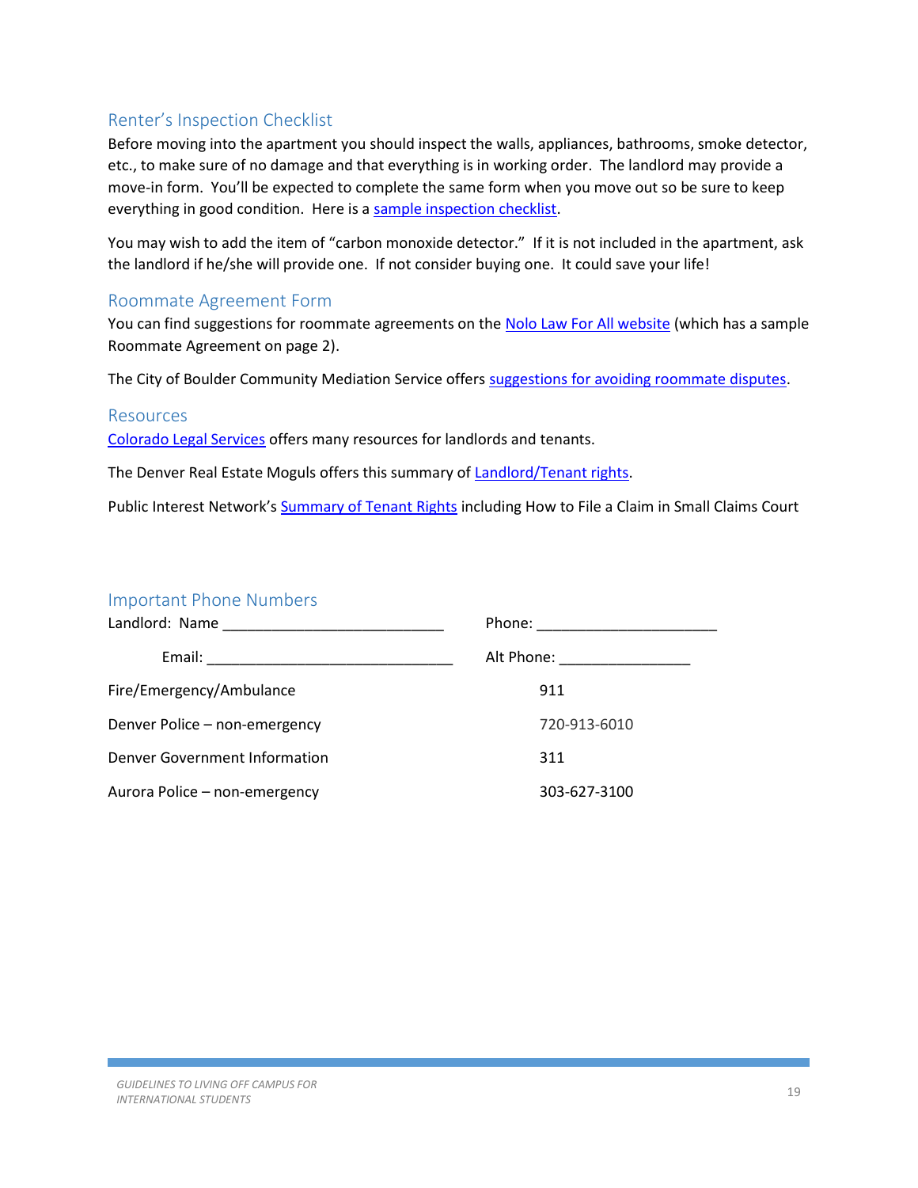## Renter's Inspection Checklist

Before moving into the apartment you should inspect the walls, appliances, bathrooms, smoke detector, etc., to make sure of no damage and that everything is in working order. The landlord may provide a move-in form. You'll be expected to complete the same form when you move out so be sure to keep everything in good condition. Here is a sample inspection checklist.

You may wish to add the item of "carbon monoxide detector." If it is not included in the apartment, ask the landlord if he/she will provide one. If not consider buying one. It could save your life!

## Roommate Agreement Form

You can find suggestions for roommate agreements on the Nolo Law For All website (which has a sample Roommate Agreement on page 2).

The City of Boulder Community Mediation Service offers suggestions for avoiding roommate disputes.

## Resources

Colorado Legal Services offers many resources for landlords and tenants.

The Denver Real Estate Moguls offers this summary of Landlord/Tenant rights.

Public Interest Network's Summary of Tenant Rights including How to File a Claim in Small Claims Court

## Important Phone Numbers

| | |
|---|---|
| Landlord: Name ___________________________ | Phone: ______________________ |
| Email: ______________________________ | Alt Phone: ________________ |
| Fire/Emergency/Ambulance | 911 |
| Denver Police – non-emergency | 720-913-6010 |
| Denver Government Information | 311 |
| Aurora Police – non-emergency | 303-627-3100 |